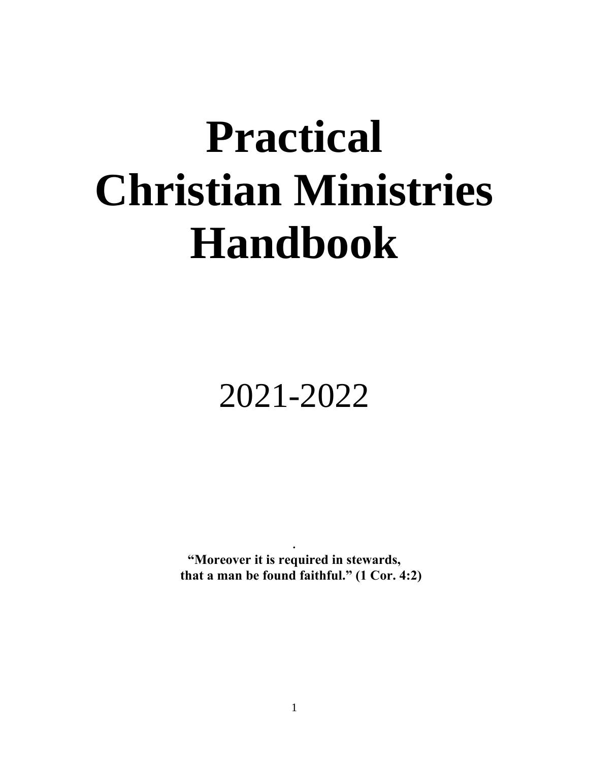# Practical Christian Ministries Handbook

2021-2022

.

**"Moreover it is required in stewards, that a man be found faithful." (1 Cor. 4:2)**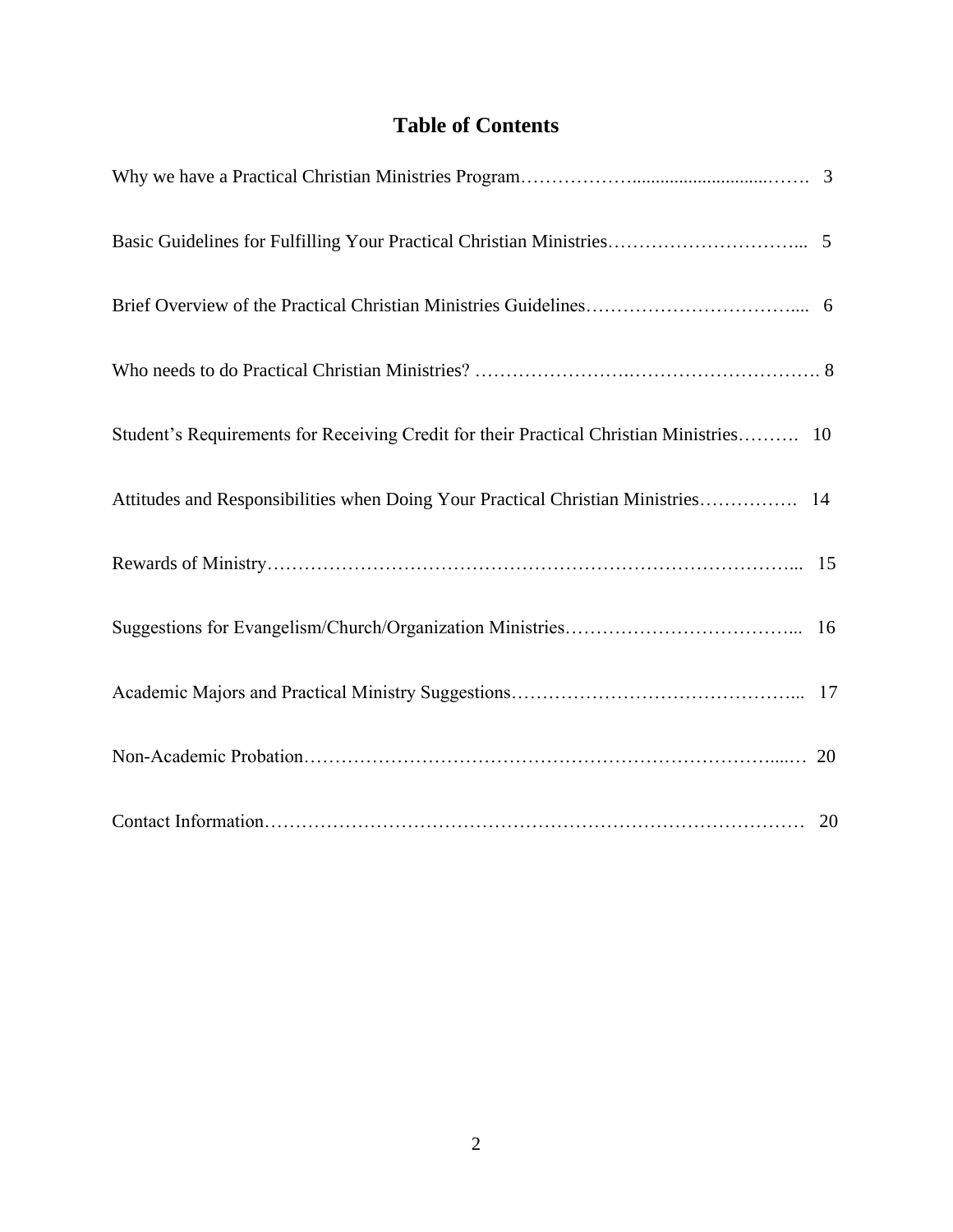# Table of Contents

Why we have a Practical Christian Ministries Program……………….............................……. 3

Basic Guidelines for Fulfilling Your Practical Christian Ministries…………………………... 5

Brief Overview of the Practical Christian Ministries Guidelines…………………………….... 6

Who needs to do Practical Christian Ministries? …………………….…………………………. 8

Student's Requirements for Receiving Credit for their Practical Christian Ministries………. 10

Attitudes and Responsibilities when Doing Your Practical Christian Ministries……………. 14

Rewards of Ministry………………………………………………………………………... 15

Suggestions for Evangelism/Church/Organization Ministries……………………………….. 16

Academic Majors and Practical Ministry Suggestions……………………………………... 17

Non-Academic Probation……………………………………………………………....… 20

Contact Information………………………………………………………………………… 20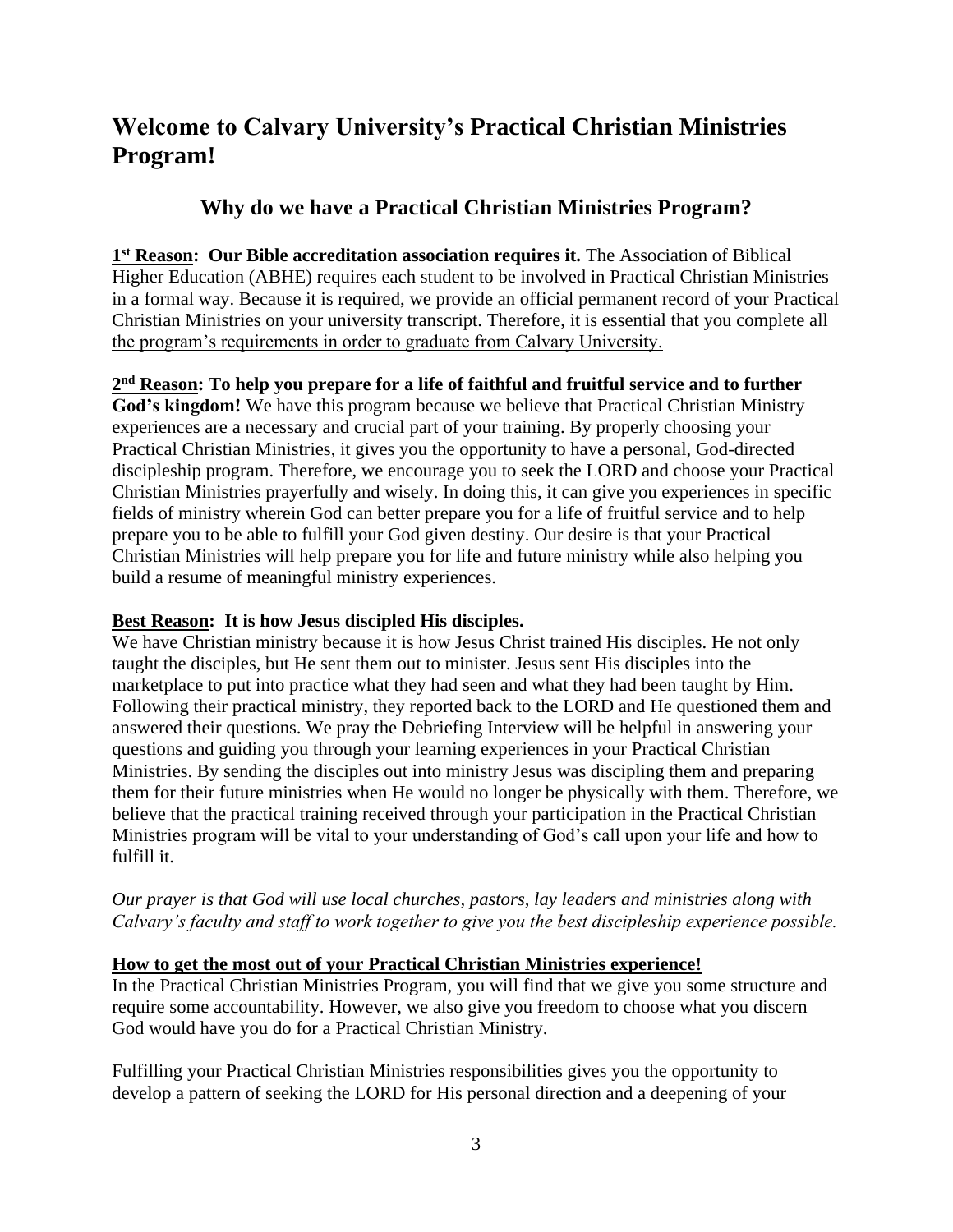# Welcome to Calvary University's Practical Christian Ministries Program!

## Why do we have a Practical Christian Ministries Program?

**1st Reason: Our Bible accreditation association requires it.** The Association of Biblical Higher Education (ABHE) requires each student to be involved in Practical Christian Ministries in a formal way. Because it is required, we provide an official permanent record of your Practical Christian Ministries on your university transcript. Therefore, it is essential that you complete all the program's requirements in order to graduate from Calvary University.

**2nd Reason: To help you prepare for a life of faithful and fruitful service and to further God's kingdom!** We have this program because we believe that Practical Christian Ministry experiences are a necessary and crucial part of your training. By properly choosing your Practical Christian Ministries, it gives you the opportunity to have a personal, God-directed discipleship program. Therefore, we encourage you to seek the LORD and choose your Practical Christian Ministries prayerfully and wisely. In doing this, it can give you experiences in specific fields of ministry wherein God can better prepare you for a life of fruitful service and to help prepare you to be able to fulfill your God given destiny. Our desire is that your Practical Christian Ministries will help prepare you for life and future ministry while also helping you build a resume of meaningful ministry experiences.

**Best Reason: It is how Jesus discipled His disciples.**
We have Christian ministry because it is how Jesus Christ trained His disciples. He not only taught the disciples, but He sent them out to minister. Jesus sent His disciples into the marketplace to put into practice what they had seen and what they had been taught by Him. Following their practical ministry, they reported back to the LORD and He questioned them and answered their questions. We pray the Debriefing Interview will be helpful in answering your questions and guiding you through your learning experiences in your Practical Christian Ministries. By sending the disciples out into ministry Jesus was discipling them and preparing them for their future ministries when He would no longer be physically with them. Therefore, we believe that the practical training received through your participation in the Practical Christian Ministries program will be vital to your understanding of God's call upon your life and how to fulfill it.

*Our prayer is that God will use local churches, pastors, lay leaders and ministries along with Calvary's faculty and staff to work together to give you the best discipleship experience possible.*

**How to get the most out of your Practical Christian Ministries experience!**
In the Practical Christian Ministries Program, you will find that we give you some structure and require some accountability. However, we also give you freedom to choose what you discern God would have you do for a Practical Christian Ministry.

Fulfilling your Practical Christian Ministries responsibilities gives you the opportunity to develop a pattern of seeking the LORD for His personal direction and a deepening of your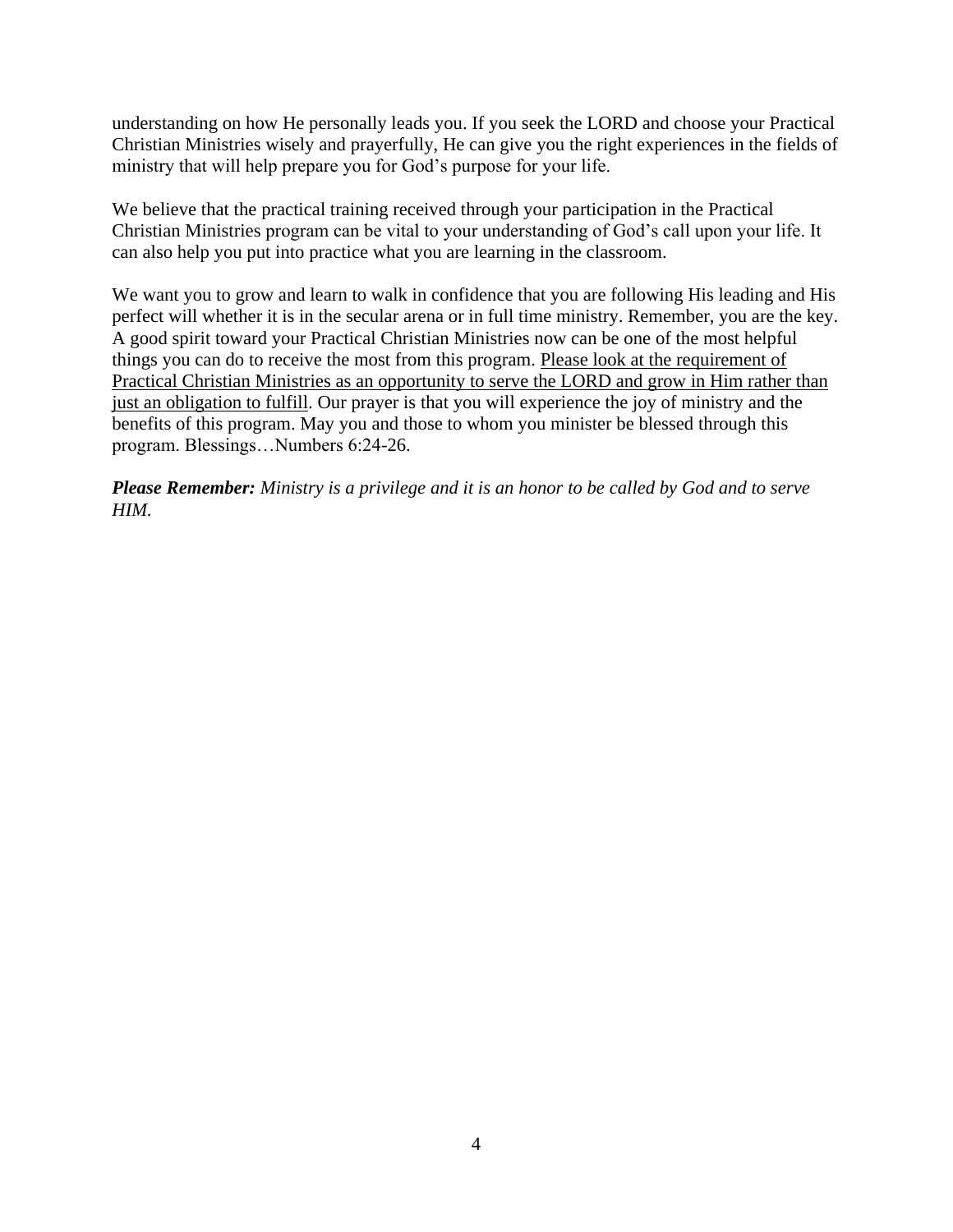understanding on how He personally leads you. If you seek the LORD and choose your Practical Christian Ministries wisely and prayerfully, He can give you the right experiences in the fields of ministry that will help prepare you for God's purpose for your life.

We believe that the practical training received through your participation in the Practical Christian Ministries program can be vital to your understanding of God's call upon your life. It can also help you put into practice what you are learning in the classroom.

We want you to grow and learn to walk in confidence that you are following His leading and His perfect will whether it is in the secular arena or in full time ministry. Remember, you are the key. A good spirit toward your Practical Christian Ministries now can be one of the most helpful things you can do to receive the most from this program. <u>Please look at the requirement of Practical Christian Ministries as an opportunity to serve the LORD and grow in Him rather than just an obligation to fulfill</u>. Our prayer is that you will experience the joy of ministry and the benefits of this program. May you and those to whom you minister be blessed through this program. Blessings…Numbers 6:24-26.

***Please Remember:*** *Ministry is a privilege and it is an honor to be called by God and to serve HIM.*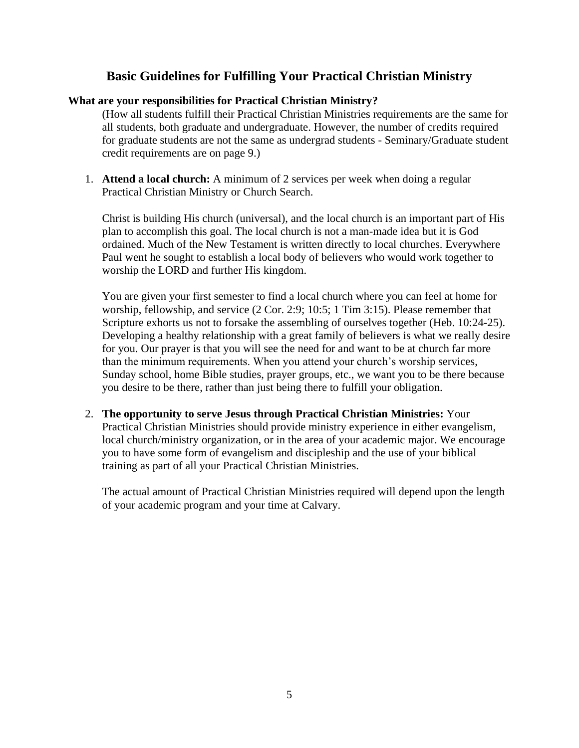# Basic Guidelines for Fulfilling Your Practical Christian Ministry

**What are your responsibilities for Practical Christian Ministry?**

(How all students fulfill their Practical Christian Ministries requirements are the same for all students, both graduate and undergraduate. However, the number of credits required for graduate students are not the same as undergrad students - Seminary/Graduate student credit requirements are on page 9.)

1. **Attend a local church:** A minimum of 2 services per week when doing a regular Practical Christian Ministry or Church Search.

   Christ is building His church (universal), and the local church is an important part of His plan to accomplish this goal. The local church is not a man-made idea but it is God ordained. Much of the New Testament is written directly to local churches. Everywhere Paul went he sought to establish a local body of believers who would work together to worship the LORD and further His kingdom.

   You are given your first semester to find a local church where you can feel at home for worship, fellowship, and service (2 Cor. 2:9; 10:5; 1 Tim 3:15). Please remember that Scripture exhorts us not to forsake the assembling of ourselves together (Heb. 10:24-25). Developing a healthy relationship with a great family of believers is what we really desire for you. Our prayer is that you will see the need for and want to be at church far more than the minimum requirements. When you attend your church's worship services, Sunday school, home Bible studies, prayer groups, etc., we want you to be there because you desire to be there, rather than just being there to fulfill your obligation.

2. **The opportunity to serve Jesus through Practical Christian Ministries:** Your Practical Christian Ministries should provide ministry experience in either evangelism, local church/ministry organization, or in the area of your academic major. We encourage you to have some form of evangelism and discipleship and the use of your biblical training as part of all your Practical Christian Ministries.

   The actual amount of Practical Christian Ministries required will depend upon the length of your academic program and your time at Calvary.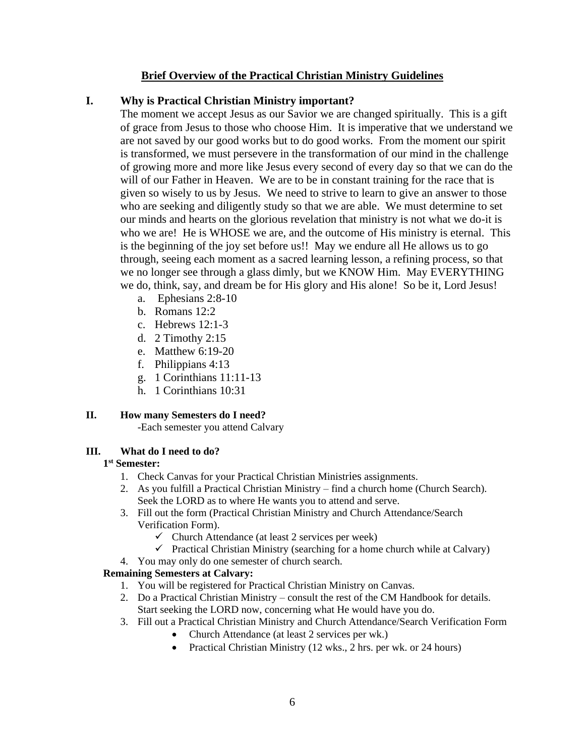## Brief Overview of the Practical Christian Ministry Guidelines

### I. Why is Practical Christian Ministry important?

The moment we accept Jesus as our Savior we are changed spiritually. This is a gift of grace from Jesus to those who choose Him. It is imperative that we understand we are not saved by our good works but to do good works. From the moment our spirit is transformed, we must persevere in the transformation of our mind in the challenge of growing more and more like Jesus every second of every day so that we can do the will of our Father in Heaven. We are to be in constant training for the race that is given so wisely to us by Jesus. We need to strive to learn to give an answer to those who are seeking and diligently study so that we are able. We must determine to set our minds and hearts on the glorious revelation that ministry is not what we do-it is who we are! He is WHOSE we are, and the outcome of His ministry is eternal. This is the beginning of the joy set before us!! May we endure all He allows us to go through, seeing each moment as a sacred learning lesson, a refining process, so that we no longer see through a glass dimly, but we KNOW Him. May EVERYTHING we do, think, say, and dream be for His glory and His alone! So be it, Lord Jesus!

a. Ephesians 2:8-10
b. Romans 12:2
c. Hebrews 12:1-3
d. 2 Timothy 2:15
e. Matthew 6:19-20
f. Philippians 4:13
g. 1 Corinthians 11:11-13
h. 1 Corinthians 10:31

### II. How many Semesters do I need?

-Each semester you attend Calvary

### III. What do I need to do?

**1st Semester:**

1. Check Canvas for your Practical Christian Ministries assignments.
2. As you fulfill a Practical Christian Ministry – find a church home (Church Search). Seek the LORD as to where He wants you to attend and serve.
3. Fill out the form (Practical Christian Ministry and Church Attendance/Search Verification Form).
   - ✓ Church Attendance (at least 2 services per week)
   - ✓ Practical Christian Ministry (searching for a home church while at Calvary)
4. You may only do one semester of church search.

**Remaining Semesters at Calvary:**

1. You will be registered for Practical Christian Ministry on Canvas.
2. Do a Practical Christian Ministry – consult the rest of the CM Handbook for details. Start seeking the LORD now, concerning what He would have you do.
3. Fill out a Practical Christian Ministry and Church Attendance/Search Verification Form
   - Church Attendance (at least 2 services per wk.)
   - Practical Christian Ministry (12 wks., 2 hrs. per wk. or 24 hours)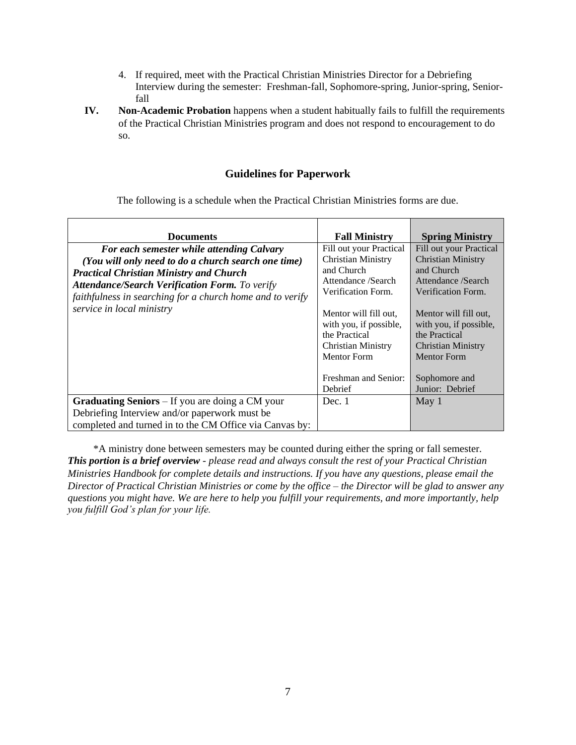4. If required, meet with the Practical Christian Ministries Director for a Debriefing Interview during the semester: Freshman-fall, Sophomore-spring, Junior-spring, Senior-fall

**IV.** **Non-Academic Probation** happens when a student habitually fails to fulfill the requirements of the Practical Christian Ministries program and does not respond to encouragement to do so.

## Guidelines for Paperwork

The following is a schedule when the Practical Christian Ministries forms are due.

| Documents | Fall Ministry | Spring Ministry |
|---|---|---|
| ***For each semester while attending Calvary (You will only need to do a church search one time)*** ***Practical Christian Ministry and Church Attendance/Search Verification Form.*** *To verify faithfulness in searching for a church home and to verify service in local ministry* | Fill out your Practical Christian Ministry and Church Attendance /Search Verification Form.<br><br>Mentor will fill out, with you, if possible, the Practical Christian Ministry Mentor Form<br><br>Freshman and Senior: Debrief | Fill out your Practical Christian Ministry and Church Attendance /Search Verification Form.<br><br>Mentor will fill out, with you, if possible, the Practical Christian Ministry Mentor Form<br><br>Sophomore and Junior: Debrief |
| **Graduating Seniors** – If you are doing a CM your Debriefing Interview and/or paperwork must be completed and turned in to the CM Office via Canvas by: | Dec. 1 | May 1 |

*A ministry done between semesters may be counted during either the spring or fall semester.
***This portion is a brief overview*** *- please read and always consult the rest of your Practical Christian Ministries Handbook for complete details and instructions. If you have any questions, please email the Director of Practical Christian Ministries or come by the office – the Director will be glad to answer any questions you might have. We are here to help you fulfill your requirements, and more importantly, help you fulfill God's plan for your life.*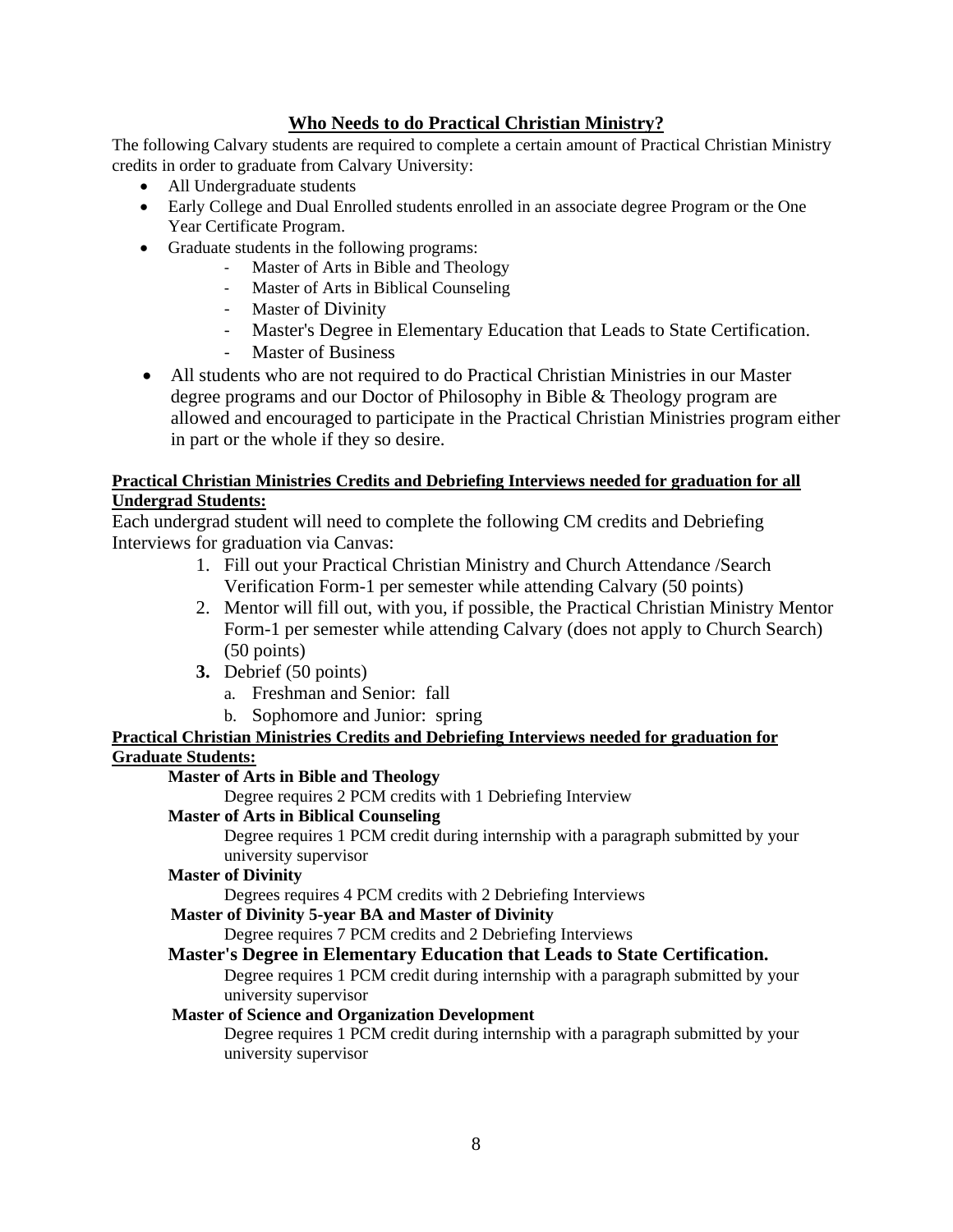## **Who Needs to do Practical Christian Ministry?**

The following Calvary students are required to complete a certain amount of Practical Christian Ministry credits in order to graduate from Calvary University:

- All Undergraduate students
- Early College and Dual Enrolled students enrolled in an associate degree Program or the One Year Certificate Program.
- Graduate students in the following programs:
  - Master of Arts in Bible and Theology
  - Master of Arts in Biblical Counseling
  - Master of Divinity
  - Master's Degree in Elementary Education that Leads to State Certification.
  - Master of Business
- All students who are not required to do Practical Christian Ministries in our Master degree programs and our Doctor of Philosophy in Bible & Theology program are allowed and encouraged to participate in the Practical Christian Ministries program either in part or the whole if they so desire.

**Practical Christian Ministries Credits and Debriefing Interviews needed for graduation for all Undergrad Students:**

Each undergrad student will need to complete the following CM credits and Debriefing Interviews for graduation via Canvas:

1. Fill out your Practical Christian Ministry and Church Attendance /Search Verification Form-1 per semester while attending Calvary (50 points)
2. Mentor will fill out, with you, if possible, the Practical Christian Ministry Mentor Form-1 per semester while attending Calvary (does not apply to Church Search) (50 points)
3. Debrief (50 points)
   a. Freshman and Senior: fall
   b. Sophomore and Junior: spring

**Practical Christian Ministries Credits and Debriefing Interviews needed for graduation for Graduate Students:**

**Master of Arts in Bible and Theology**

Degree requires 2 PCM credits with 1 Debriefing Interview

**Master of Arts in Biblical Counseling**

Degree requires 1 PCM credit during internship with a paragraph submitted by your university supervisor

**Master of Divinity**

Degrees requires 4 PCM credits with 2 Debriefing Interviews

**Master of Divinity 5-year BA and Master of Divinity**

Degree requires 7 PCM credits and 2 Debriefing Interviews

**Master's Degree in Elementary Education that Leads to State Certification.**

Degree requires 1 PCM credit during internship with a paragraph submitted by your university supervisor

**Master of Science and Organization Development**

Degree requires 1 PCM credit during internship with a paragraph submitted by your university supervisor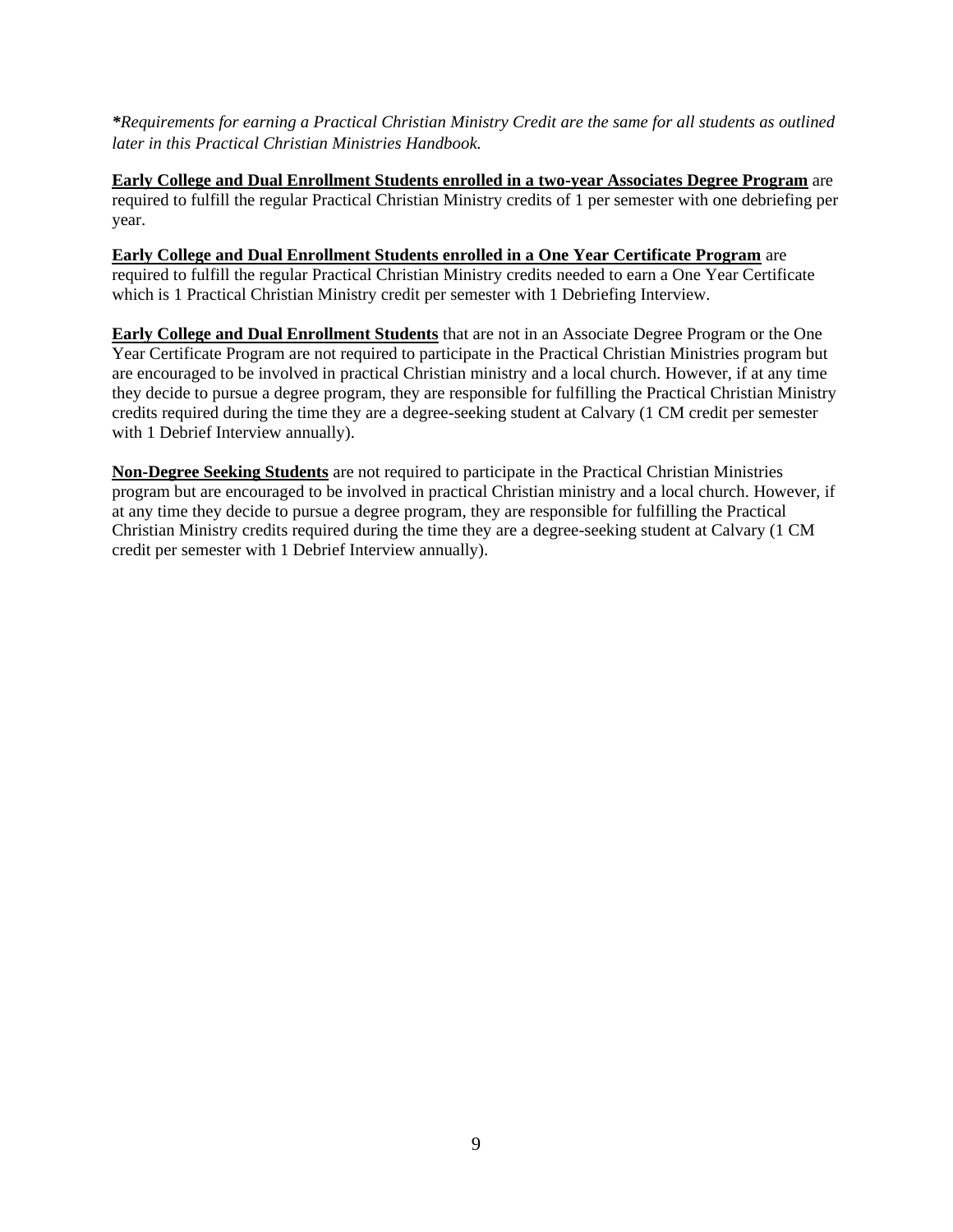***Requirements for earning a Practical Christian Ministry Credit are the same for all students as outlined later in this Practical Christian Ministries Handbook.***

**<u>Early College and Dual Enrollment Students enrolled in a two-year Associates Degree Program</u>** are required to fulfill the regular Practical Christian Ministry credits of 1 per semester with one debriefing per year.

**<u>Early College and Dual Enrollment Students enrolled in a One Year Certificate Program</u>** are required to fulfill the regular Practical Christian Ministry credits needed to earn a One Year Certificate which is 1 Practical Christian Ministry credit per semester with 1 Debriefing Interview.

**<u>Early College and Dual Enrollment Students</u>** that are not in an Associate Degree Program or the One Year Certificate Program are not required to participate in the Practical Christian Ministries program but are encouraged to be involved in practical Christian ministry and a local church. However, if at any time they decide to pursue a degree program, they are responsible for fulfilling the Practical Christian Ministry credits required during the time they are a degree-seeking student at Calvary (1 CM credit per semester with 1 Debrief Interview annually).

**<u>Non-Degree Seeking Students</u>** are not required to participate in the Practical Christian Ministries program but are encouraged to be involved in practical Christian ministry and a local church. However, if at any time they decide to pursue a degree program, they are responsible for fulfilling the Practical Christian Ministry credits required during the time they are a degree-seeking student at Calvary (1 CM credit per semester with 1 Debrief Interview annually).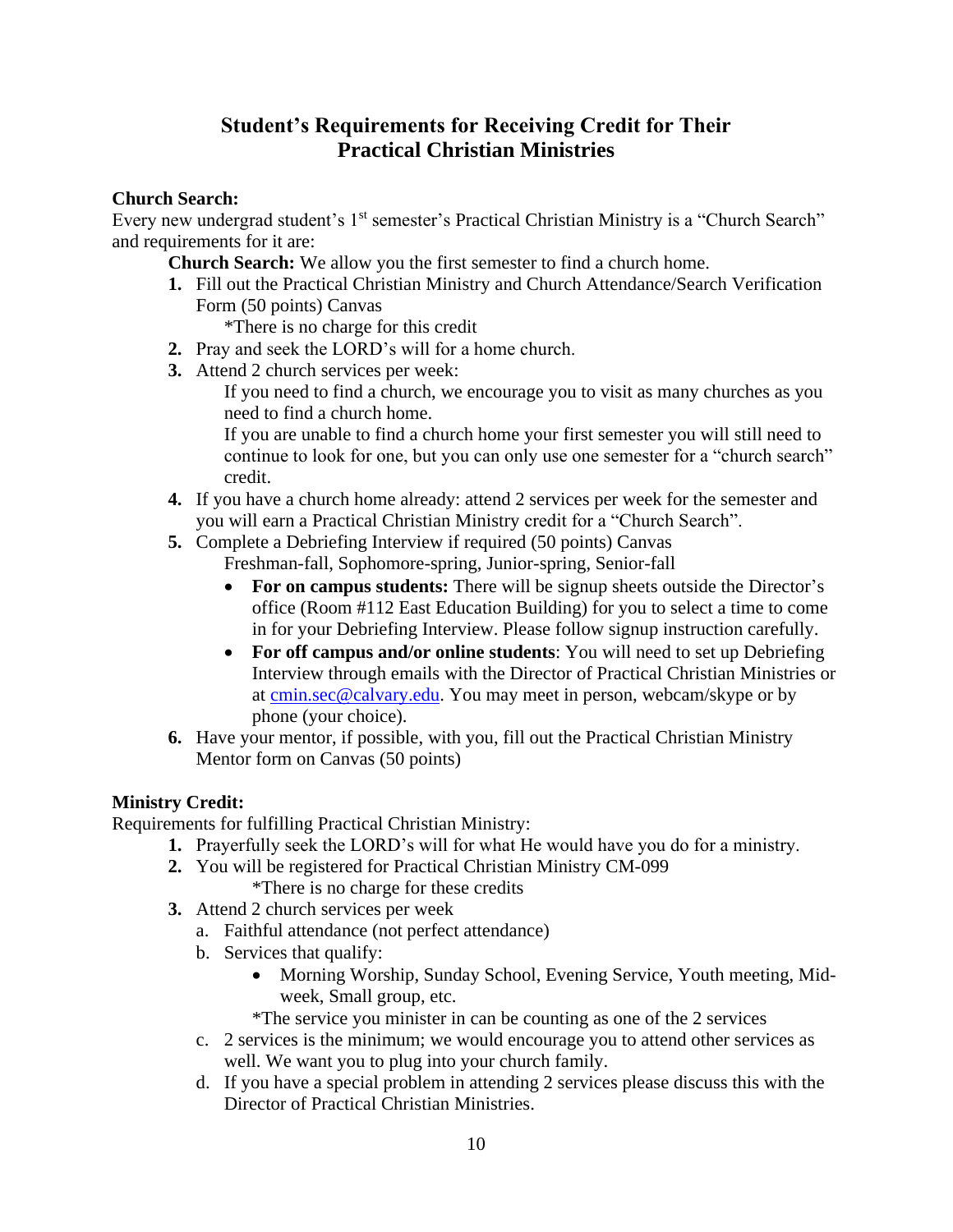## Student's Requirements for Receiving Credit for Their Practical Christian Ministries

**Church Search:**
Every new undergrad student's 1st semester's Practical Christian Ministry is a "Church Search" and requirements for it are:

**Church Search:** We allow you the first semester to find a church home.

1. Fill out the Practical Christian Ministry and Church Attendance/Search Verification Form (50 points) Canvas
   *There is no charge for this credit
2. Pray and seek the LORD's will for a home church.
3. Attend 2 church services per week:
   If you need to find a church, we encourage you to visit as many churches as you need to find a church home.
   If you are unable to find a church home your first semester you will still need to continue to look for one, but you can only use one semester for a "church search" credit.
4. If you have a church home already: attend 2 services per week for the semester and you will earn a Practical Christian Ministry credit for a "Church Search".
5. Complete a Debriefing Interview if required (50 points) Canvas
   Freshman-fall, Sophomore-spring, Junior-spring, Senior-fall
   - **For on campus students:** There will be signup sheets outside the Director's office (Room #112 East Education Building) for you to select a time to come in for your Debriefing Interview. Please follow signup instruction carefully.
   - **For off campus and/or online students**: You will need to set up Debriefing Interview through emails with the Director of Practical Christian Ministries or at cmin.sec@calvary.edu. You may meet in person, webcam/skype or by phone (your choice).
6. Have your mentor, if possible, with you, fill out the Practical Christian Ministry Mentor form on Canvas (50 points)

**Ministry Credit:**
Requirements for fulfilling Practical Christian Ministry:

1. Prayerfully seek the LORD's will for what He would have you do for a ministry.
2. You will be registered for Practical Christian Ministry CM-099
   *There is no charge for these credits
3. Attend 2 church services per week
   a. Faithful attendance (not perfect attendance)
   b. Services that qualify:
      - Morning Worship, Sunday School, Evening Service, Youth meeting, Mid-week, Small group, etc.

      *The service you minister in can be counting as one of the 2 services
   c. 2 services is the minimum; we would encourage you to attend other services as well. We want you to plug into your church family.
   d. If you have a special problem in attending 2 services please discuss this with the Director of Practical Christian Ministries.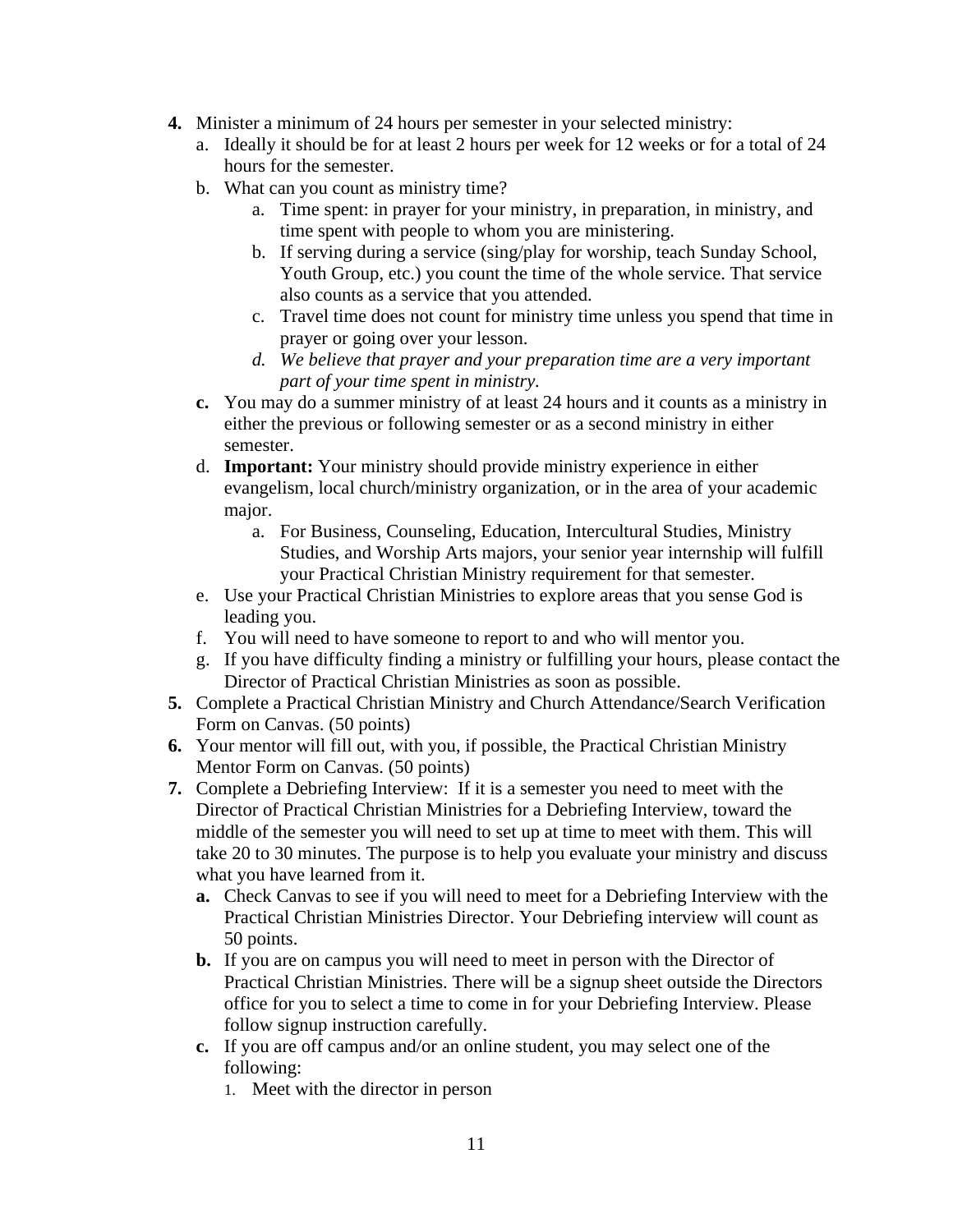4. Minister a minimum of 24 hours per semester in your selected ministry:
   a. Ideally it should be for at least 2 hours per week for 12 weeks or for a total of 24 hours for the semester.
   b. What can you count as ministry time?
      a. Time spent: in prayer for your ministry, in preparation, in ministry, and time spent with people to whom you are ministering.
      b. If serving during a service (sing/play for worship, teach Sunday School, Youth Group, etc.) you count the time of the whole service. That service also counts as a service that you attended.
      c. Travel time does not count for ministry time unless you spend that time in prayer or going over your lesson.
      d. *We believe that prayer and your preparation time are a very important part of your time spent in ministry.*
   **c.** You may do a summer ministry of at least 24 hours and it counts as a ministry in either the previous or following semester or as a second ministry in either semester.
   d. **Important:** Your ministry should provide ministry experience in either evangelism, local church/ministry organization, or in the area of your academic major.
      a. For Business, Counseling, Education, Intercultural Studies, Ministry Studies, and Worship Arts majors, your senior year internship will fulfill your Practical Christian Ministry requirement for that semester.
   e. Use your Practical Christian Ministries to explore areas that you sense God is leading you.
   f. You will need to have someone to report to and who will mentor you.
   g. If you have difficulty finding a ministry or fulfilling your hours, please contact the Director of Practical Christian Ministries as soon as possible.
5. Complete a Practical Christian Ministry and Church Attendance/Search Verification Form on Canvas. (50 points)
6. Your mentor will fill out, with you, if possible, the Practical Christian Ministry Mentor Form on Canvas. (50 points)
7. Complete a Debriefing Interview: If it is a semester you need to meet with the Director of Practical Christian Ministries for a Debriefing Interview, toward the middle of the semester you will need to set up at time to meet with them. This will take 20 to 30 minutes. The purpose is to help you evaluate your ministry and discuss what you have learned from it.
   **a.** Check Canvas to see if you will need to meet for a Debriefing Interview with the Practical Christian Ministries Director. Your Debriefing interview will count as 50 points.
   **b.** If you are on campus you will need to meet in person with the Director of Practical Christian Ministries. There will be a signup sheet outside the Directors office for you to select a time to come in for your Debriefing Interview. Please follow signup instruction carefully.
   **c.** If you are off campus and/or an online student, you may select one of the following:
      1. Meet with the director in person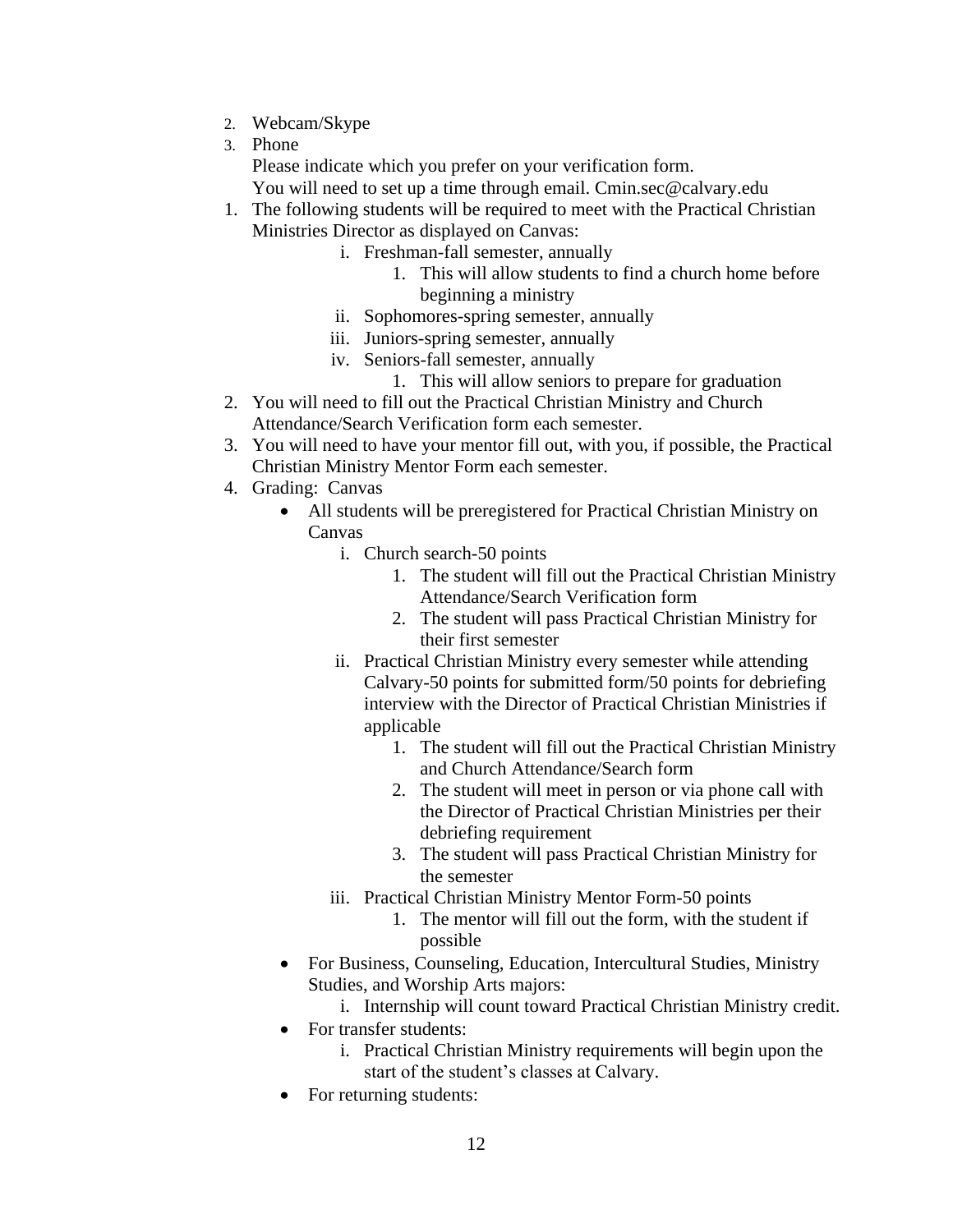2. Webcam/Skype
3. Phone

   Please indicate which you prefer on your verification form.
   You will need to set up a time through email. Cmin.sec@calvary.edu

1. The following students will be required to meet with the Practical Christian Ministries Director as displayed on Canvas:
   - i. Freshman-fall semester, annually
     1. This will allow students to find a church home before beginning a ministry
   - ii. Sophomores-spring semester, annually
   - iii. Juniors-spring semester, annually
   - iv. Seniors-fall semester, annually
     1. This will allow seniors to prepare for graduation
2. You will need to fill out the Practical Christian Ministry and Church Attendance/Search Verification form each semester.
3. You will need to have your mentor fill out, with you, if possible, the Practical Christian Ministry Mentor Form each semester.
4. Grading: Canvas
   - All students will be preregistered for Practical Christian Ministry on Canvas
     - i. Church search-50 points
       1. The student will fill out the Practical Christian Ministry Attendance/Search Verification form
       2. The student will pass Practical Christian Ministry for their first semester
     - ii. Practical Christian Ministry every semester while attending Calvary-50 points for submitted form/50 points for debriefing interview with the Director of Practical Christian Ministries if applicable
       1. The student will fill out the Practical Christian Ministry and Church Attendance/Search form
       2. The student will meet in person or via phone call with the Director of Practical Christian Ministries per their debriefing requirement
       3. The student will pass Practical Christian Ministry for the semester
     - iii. Practical Christian Ministry Mentor Form-50 points
       1. The mentor will fill out the form, with the student if possible
   - For Business, Counseling, Education, Intercultural Studies, Ministry Studies, and Worship Arts majors:
     - i. Internship will count toward Practical Christian Ministry credit.
   - For transfer students:
     - i. Practical Christian Ministry requirements will begin upon the start of the student's classes at Calvary.
   - For returning students: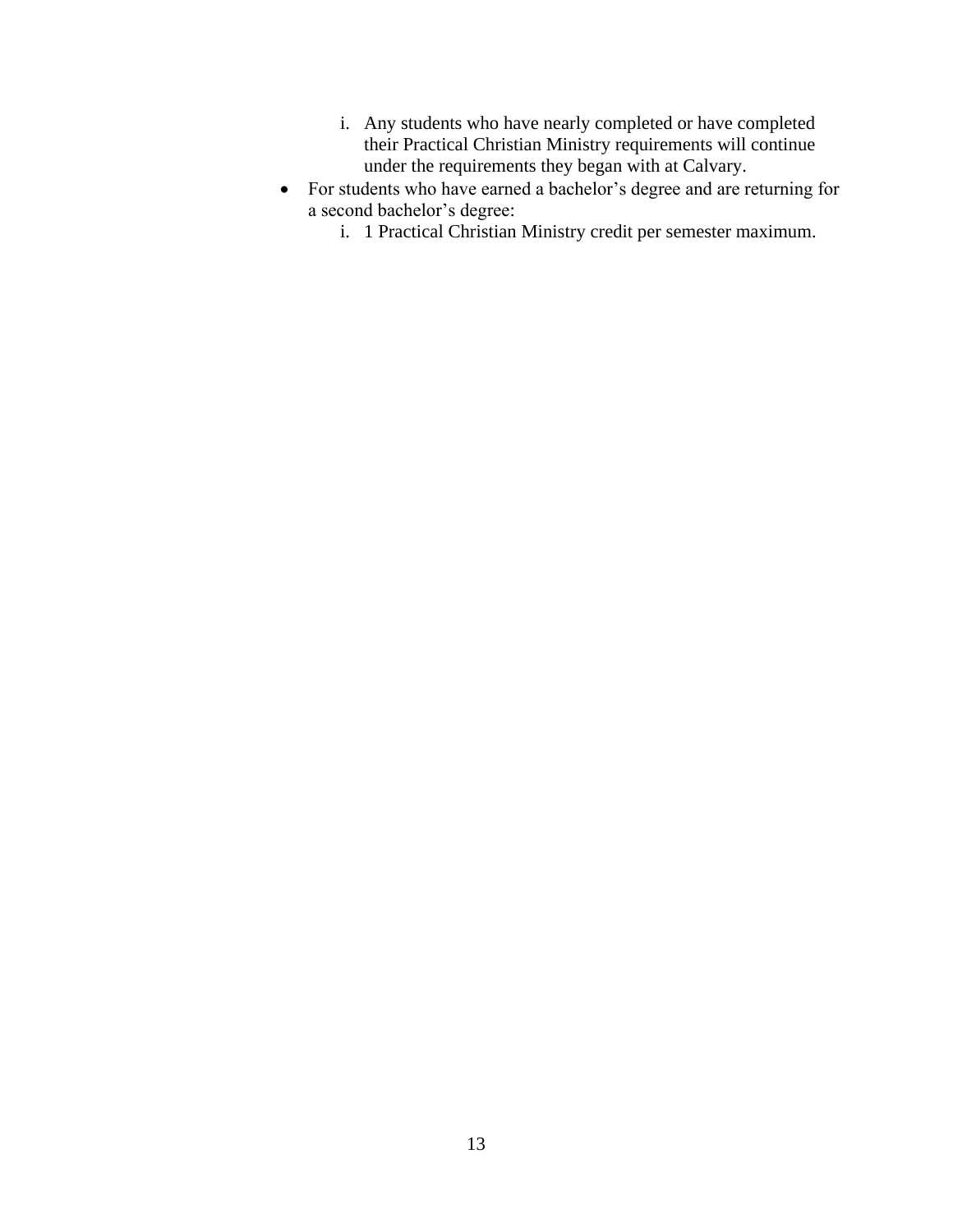i. Any students who have nearly completed or have completed their Practical Christian Ministry requirements will continue under the requirements they began with at Calvary.

- For students who have earned a bachelor's degree and are returning for a second bachelor's degree:
    i. 1 Practical Christian Ministry credit per semester maximum.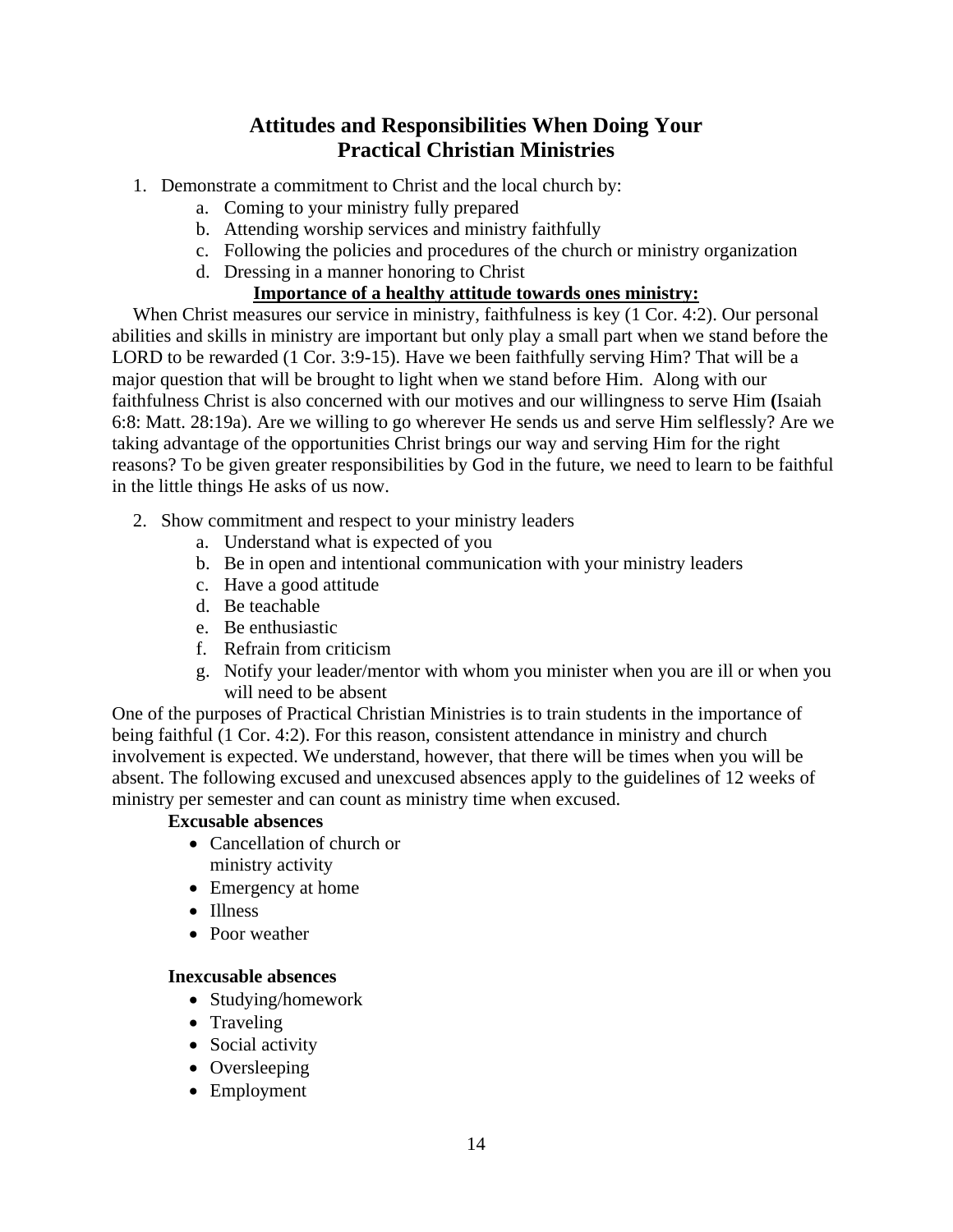## Attitudes and Responsibilities When Doing Your Practical Christian Ministries

1. Demonstrate a commitment to Christ and the local church by:
   a. Coming to your ministry fully prepared
   b. Attending worship services and ministry faithfully
   c. Following the policies and procedures of the church or ministry organization
   d. Dressing in a manner honoring to Christ

**<u>Importance of a healthy attitude towards ones ministry:</u>**

When Christ measures our service in ministry, faithfulness is key (1 Cor. 4:2). Our personal abilities and skills in ministry are important but only play a small part when we stand before the LORD to be rewarded (1 Cor. 3:9-15). Have we been faithfully serving Him? That will be a major question that will be brought to light when we stand before Him. Along with our faithfulness Christ is also concerned with our motives and our willingness to serve Him **(**Isaiah 6:8: Matt. 28:19a). Are we willing to go wherever He sends us and serve Him selflessly? Are we taking advantage of the opportunities Christ brings our way and serving Him for the right reasons? To be given greater responsibilities by God in the future, we need to learn to be faithful in the little things He asks of us now.

2. Show commitment and respect to your ministry leaders
   a. Understand what is expected of you
   b. Be in open and intentional communication with your ministry leaders
   c. Have a good attitude
   d. Be teachable
   e. Be enthusiastic
   f. Refrain from criticism
   g. Notify your leader/mentor with whom you minister when you are ill or when you will need to be absent

One of the purposes of Practical Christian Ministries is to train students in the importance of being faithful (1 Cor. 4:2). For this reason, consistent attendance in ministry and church involvement is expected. We understand, however, that there will be times when you will be absent. The following excused and unexcused absences apply to the guidelines of 12 weeks of ministry per semester and can count as ministry time when excused.

**Excusable absences**

- Cancellation of church or ministry activity
- Emergency at home
- Illness
- Poor weather

**Inexcusable absences**

- Studying/homework
- Traveling
- Social activity
- Oversleeping
- Employment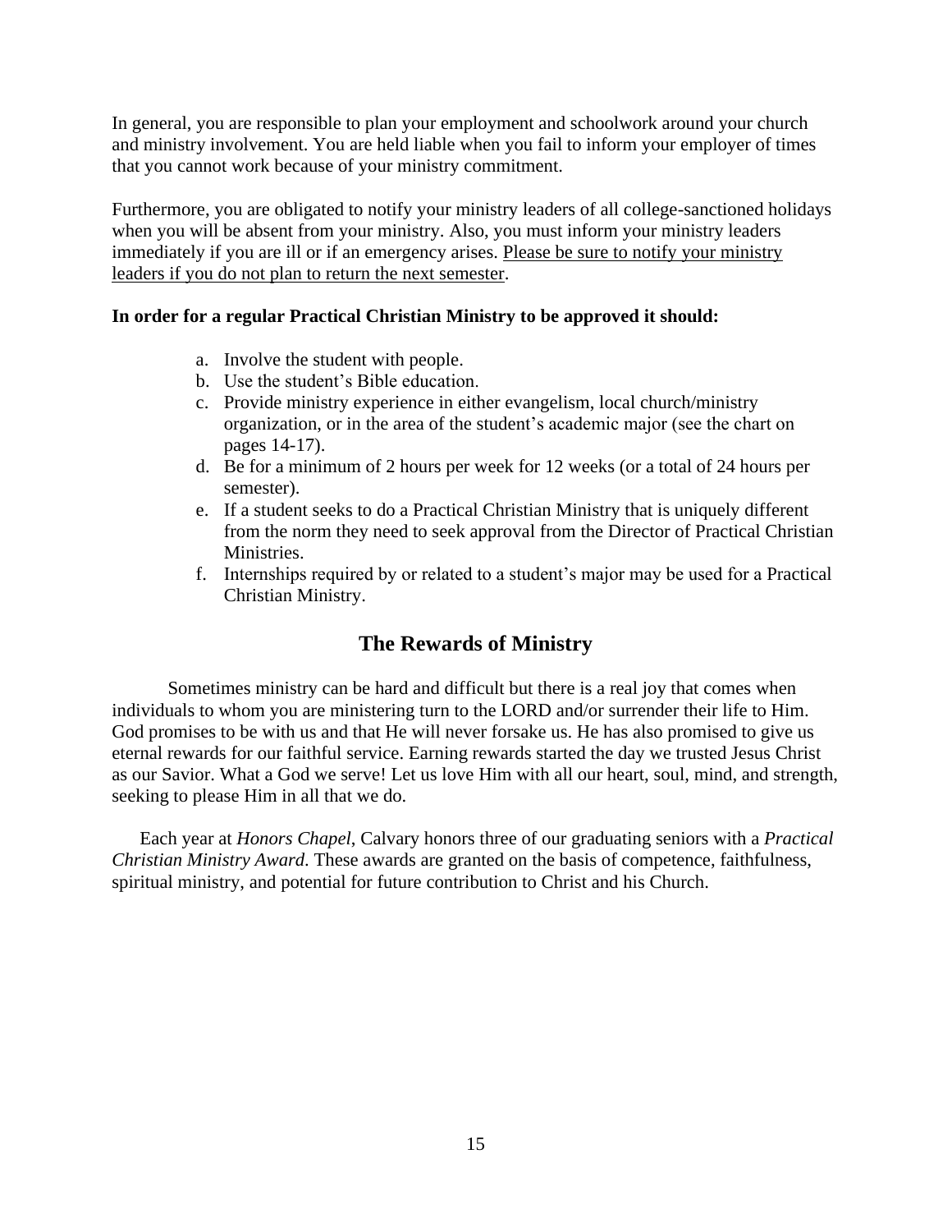In general, you are responsible to plan your employment and schoolwork around your church and ministry involvement. You are held liable when you fail to inform your employer of times that you cannot work because of your ministry commitment.

Furthermore, you are obligated to notify your ministry leaders of all college-sanctioned holidays when you will be absent from your ministry. Also, you must inform your ministry leaders immediately if you are ill or if an emergency arises. <u>Please be sure to notify your ministry leaders if you do not plan to return the next semester</u>.

**In order for a regular Practical Christian Ministry to be approved it should:**

a. Involve the student with people.
b. Use the student's Bible education.
c. Provide ministry experience in either evangelism, local church/ministry organization, or in the area of the student's academic major (see the chart on pages 14-17).
d. Be for a minimum of 2 hours per week for 12 weeks (or a total of 24 hours per semester).
e. If a student seeks to do a Practical Christian Ministry that is uniquely different from the norm they need to seek approval from the Director of Practical Christian Ministries.
f. Internships required by or related to a student's major may be used for a Practical Christian Ministry.

## The Rewards of Ministry

Sometimes ministry can be hard and difficult but there is a real joy that comes when individuals to whom you are ministering turn to the LORD and/or surrender their life to Him. God promises to be with us and that He will never forsake us. He has also promised to give us eternal rewards for our faithful service. Earning rewards started the day we trusted Jesus Christ as our Savior. What a God we serve! Let us love Him with all our heart, soul, mind, and strength, seeking to please Him in all that we do.

Each year at *Honors Chapel*, Calvary honors three of our graduating seniors with a *Practical Christian Ministry Award*. These awards are granted on the basis of competence, faithfulness, spiritual ministry, and potential for future contribution to Christ and his Church.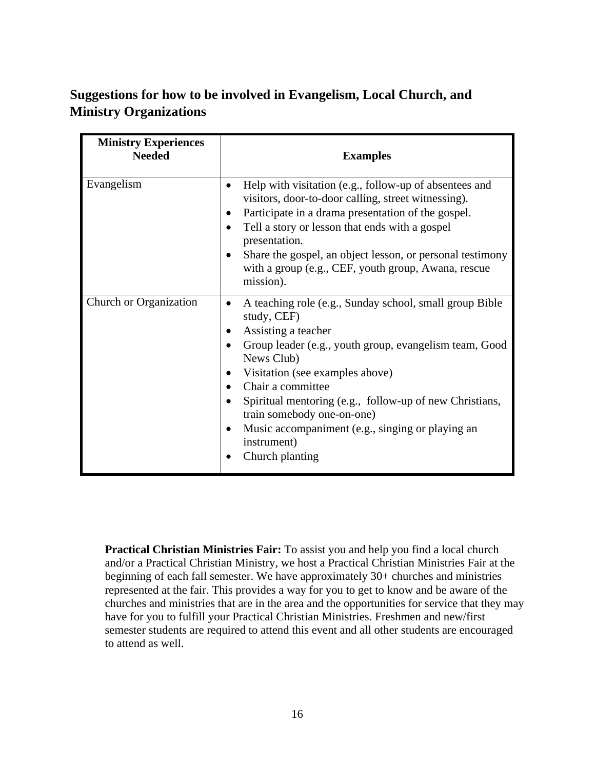## Suggestions for how to be involved in Evangelism, Local Church, and Ministry Organizations

| Ministry Experiences Needed | Examples |
|---|---|
| Evangelism | • Help with visitation (e.g., follow-up of absentees and visitors, door-to-door calling, street witnessing).<br>• Participate in a drama presentation of the gospel.<br>• Tell a story or lesson that ends with a gospel presentation.<br>• Share the gospel, an object lesson, or personal testimony with a group (e.g., CEF, youth group, Awana, rescue mission). |
| Church or Organization | • A teaching role (e.g., Sunday school, small group Bible study, CEF)<br>• Assisting a teacher<br>• Group leader (e.g., youth group, evangelism team, Good News Club)<br>• Visitation (see examples above)<br>• Chair a committee<br>• Spiritual mentoring (e.g., follow-up of new Christians, train somebody one-on-one)<br>• Music accompaniment (e.g., singing or playing an instrument)<br>• Church planting |

**Practical Christian Ministries Fair:** To assist you and help you find a local church and/or a Practical Christian Ministry, we host a Practical Christian Ministries Fair at the beginning of each fall semester. We have approximately 30+ churches and ministries represented at the fair. This provides a way for you to get to know and be aware of the churches and ministries that are in the area and the opportunities for service that they may have for you to fulfill your Practical Christian Ministries. Freshmen and new/first semester students are required to attend this event and all other students are encouraged to attend as well.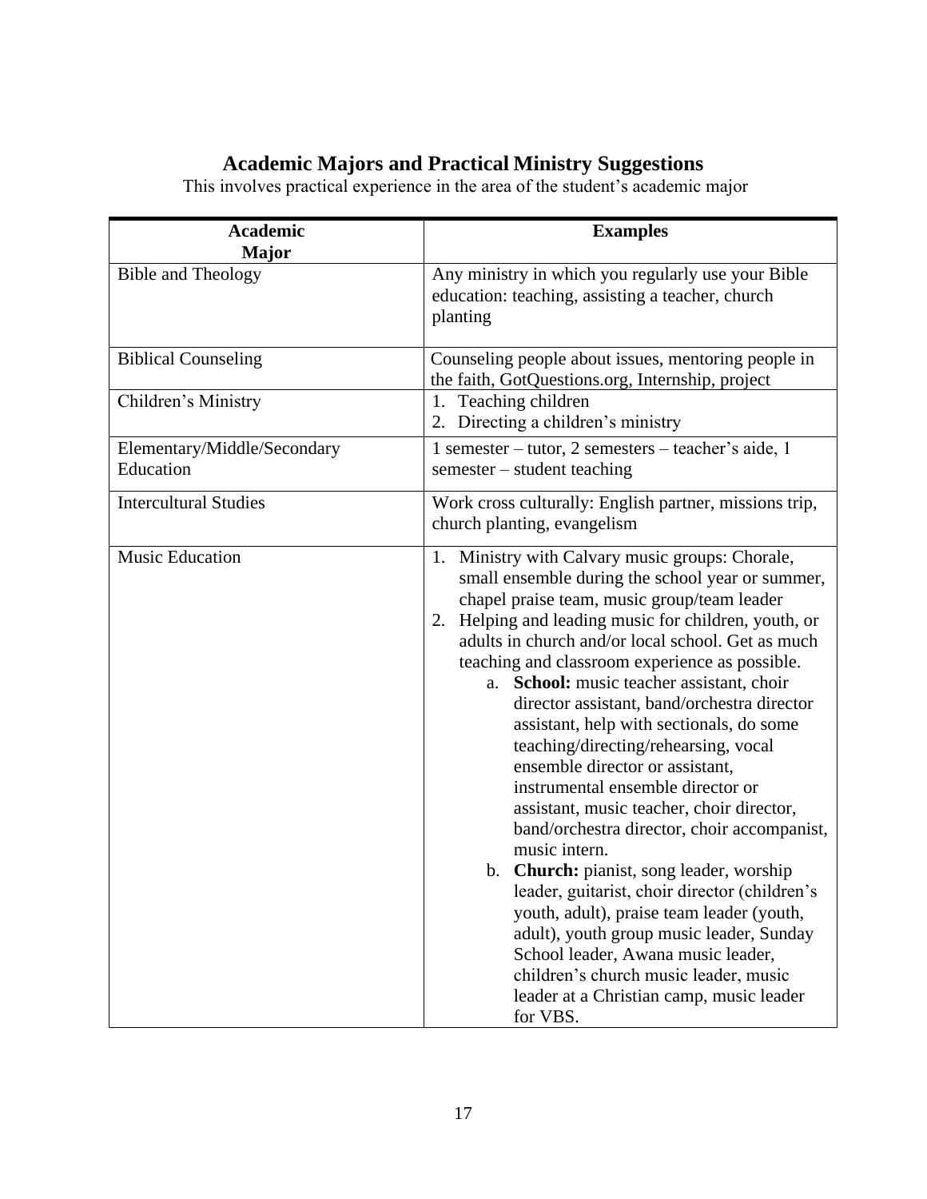# Academic Majors and Practical Ministry Suggestions

This involves practical experience in the area of the student's academic major

| Academic Major | Examples |
|---|---|
| Bible and Theology | Any ministry in which you regularly use your Bible education: teaching, assisting a teacher, church planting |
| Biblical Counseling | Counseling people about issues, mentoring people in the faith, GotQuestions.org, Internship, project |
| Children's Ministry | 1. Teaching children<br>2. Directing a children's ministry |
| Elementary/Middle/Secondary Education | 1 semester – tutor, 2 semesters – teacher's aide, 1 semester – student teaching |
| Intercultural Studies | Work cross culturally: English partner, missions trip, church planting, evangelism |
| Music Education | 1. Ministry with Calvary music groups: Chorale, small ensemble during the school year or summer, chapel praise team, music group/team leader<br>2. Helping and leading music for children, youth, or adults in church and/or local school. Get as much teaching and classroom experience as possible.<br>a. **School:** music teacher assistant, choir director assistant, band/orchestra director assistant, help with sectionals, do some teaching/directing/rehearsing, vocal ensemble director or assistant, instrumental ensemble director or assistant, music teacher, choir director, band/orchestra director, choir accompanist, music intern.<br>b. **Church:** pianist, song leader, worship leader, guitarist, choir director (children's youth, adult), praise team leader (youth, adult), youth group music leader, Sunday School leader, Awana music leader, children's church music leader, music leader at a Christian camp, music leader for VBS. |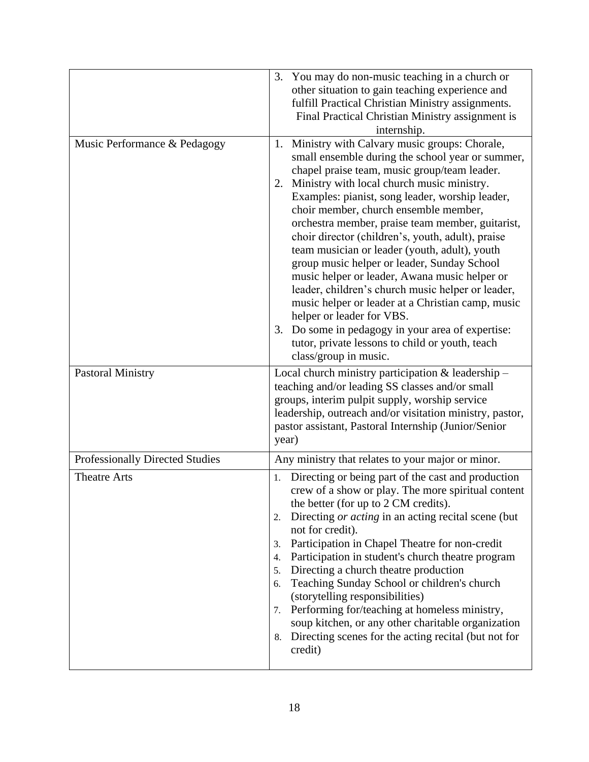| | |
|---|---|
| | 3. You may do non-music teaching in a church or other situation to gain teaching experience and fulfill Practical Christian Ministry assignments. Final Practical Christian Ministry assignment is internship. |
| Music Performance & Pedagogy | 1. Ministry with Calvary music groups: Chorale, small ensemble during the school year or summer, chapel praise team, music group/team leader.<br>2. Ministry with local church music ministry. Examples: pianist, song leader, worship leader, choir member, church ensemble member, orchestra member, praise team member, guitarist, choir director (children's, youth, adult), praise team musician or leader (youth, adult), youth group music helper or leader, Sunday School music helper or leader, Awana music helper or leader, children's church music helper or leader, music helper or leader at a Christian camp, music helper or leader for VBS.<br>3. Do some in pedagogy in your area of expertise: tutor, private lessons to child or youth, teach class/group in music. |
| Pastoral Ministry | Local church ministry participation & leadership – teaching and/or leading SS classes and/or small groups, interim pulpit supply, worship service leadership, outreach and/or visitation ministry, pastor, pastor assistant, Pastoral Internship (Junior/Senior year) |
| Professionally Directed Studies | Any ministry that relates to your major or minor. |
| Theatre Arts | 1. Directing or being part of the cast and production crew of a show or play. The more spiritual content the better (for up to 2 CM credits).<br>2. Directing *or acting* in an acting recital scene (but not for credit).<br>3. Participation in Chapel Theatre for non-credit<br>4. Participation in student's church theatre program<br>5. Directing a church theatre production<br>6. Teaching Sunday School or children's church (storytelling responsibilities)<br>7. Performing for/teaching at homeless ministry, soup kitchen, or any other charitable organization<br>8. Directing scenes for the acting recital (but not for credit) |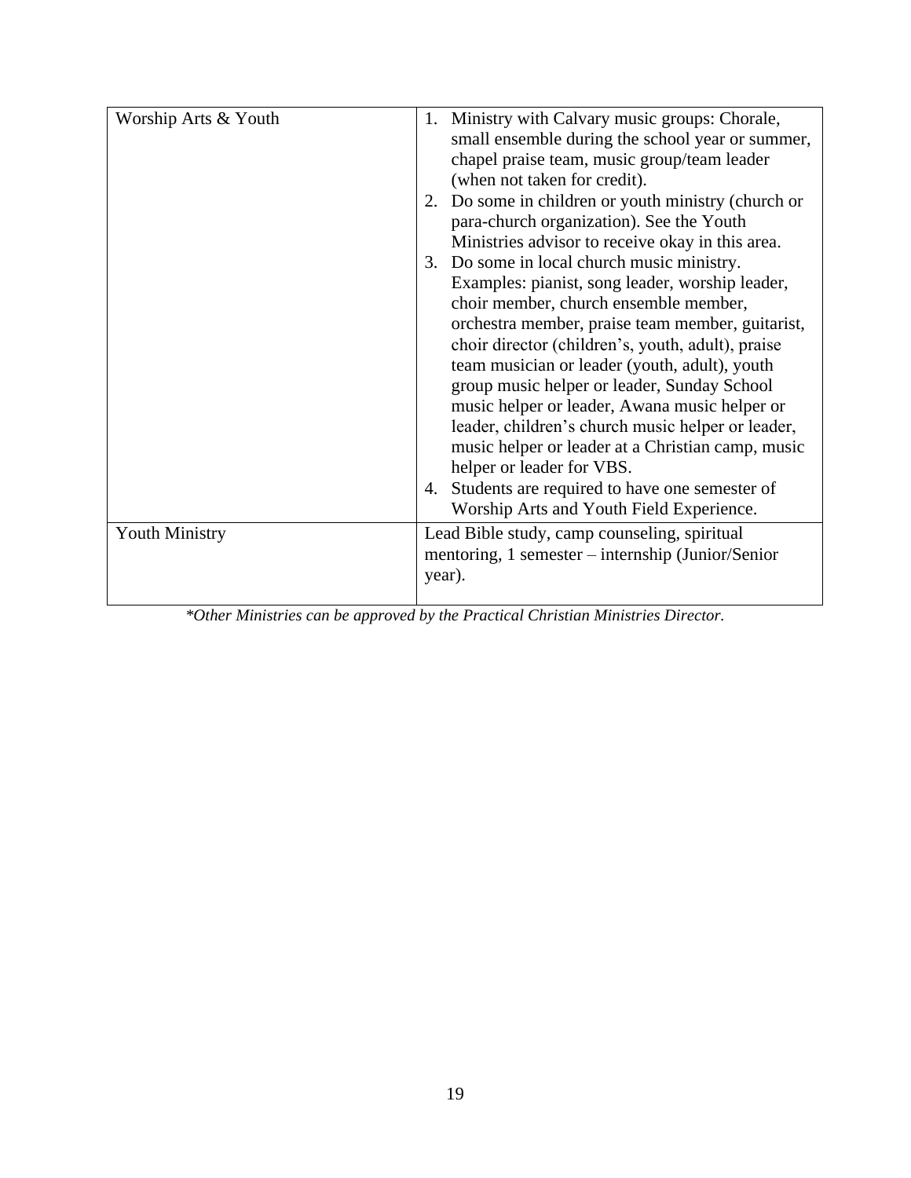| | |
|---|---|
| Worship Arts & Youth | 1. Ministry with Calvary music groups: Chorale, small ensemble during the school year or summer, chapel praise team, music group/team leader (when not taken for credit).<br>2. Do some in children or youth ministry (church or para-church organization). See the Youth Ministries advisor to receive okay in this area.<br>3. Do some in local church music ministry. Examples: pianist, song leader, worship leader, choir member, church ensemble member, orchestra member, praise team member, guitarist, choir director (children's, youth, adult), praise team musician or leader (youth, adult), youth group music helper or leader, Sunday School music helper or leader, Awana music helper or leader, children's church music helper or leader, music helper or leader at a Christian camp, music helper or leader for VBS.<br>4. Students are required to have one semester of Worship Arts and Youth Field Experience. |
| Youth Ministry | Lead Bible study, camp counseling, spiritual mentoring, 1 semester – internship (Junior/Senior year). |

*\*Other Ministries can be approved by the Practical Christian Ministries Director.*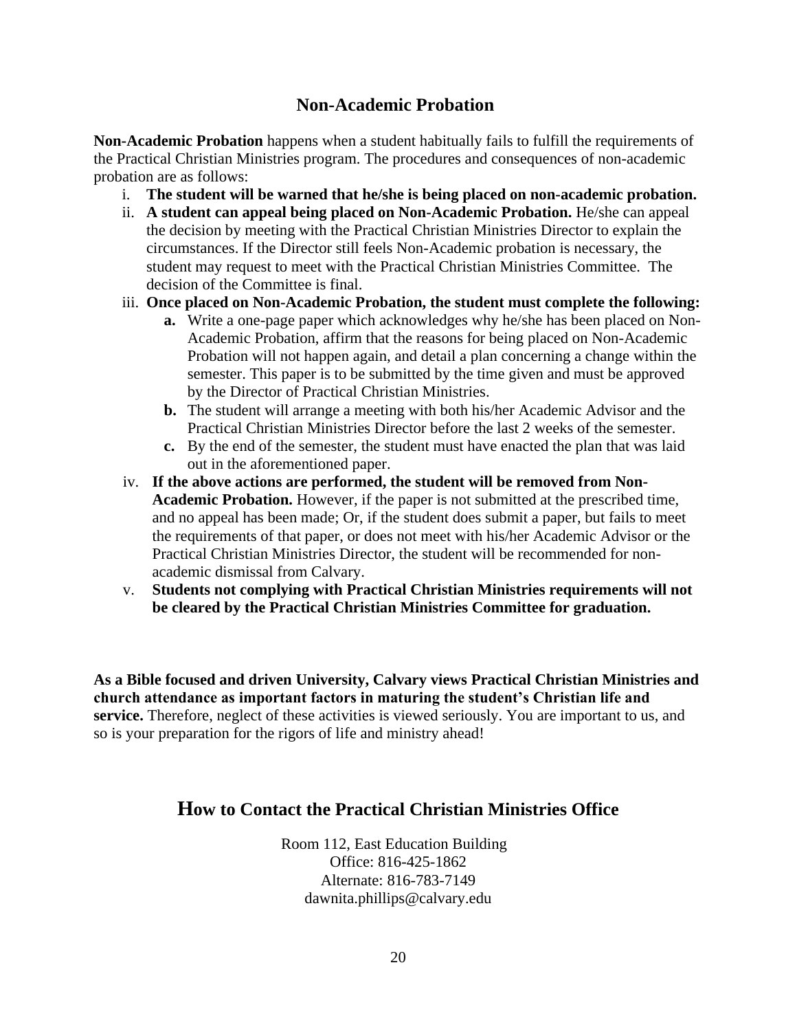## Non-Academic Probation

**Non-Academic Probation** happens when a student habitually fails to fulfill the requirements of the Practical Christian Ministries program. The procedures and consequences of non-academic probation are as follows:

i. **The student will be warned that he/she is being placed on non-academic probation.**

ii. **A student can appeal being placed on Non-Academic Probation.** He/she can appeal the decision by meeting with the Practical Christian Ministries Director to explain the circumstances. If the Director still feels Non-Academic probation is necessary, the student may request to meet with the Practical Christian Ministries Committee. The decision of the Committee is final.

iii. **Once placed on Non-Academic Probation, the student must complete the following:**

   **a.** Write a one-page paper which acknowledges why he/she has been placed on Non-Academic Probation, affirm that the reasons for being placed on Non-Academic Probation will not happen again, and detail a plan concerning a change within the semester. This paper is to be submitted by the time given and must be approved by the Director of Practical Christian Ministries.

   **b.** The student will arrange a meeting with both his/her Academic Advisor and the Practical Christian Ministries Director before the last 2 weeks of the semester.

   **c.** By the end of the semester, the student must have enacted the plan that was laid out in the aforementioned paper.

iv. **If the above actions are performed, the student will be removed from Non-Academic Probation.** However, if the paper is not submitted at the prescribed time, and no appeal has been made; Or, if the student does submit a paper, but fails to meet the requirements of that paper, or does not meet with his/her Academic Advisor or the Practical Christian Ministries Director, the student will be recommended for non-academic dismissal from Calvary.

v. **Students not complying with Practical Christian Ministries requirements will not be cleared by the Practical Christian Ministries Committee for graduation.**

**As a Bible focused and driven University, Calvary views Practical Christian Ministries and church attendance as important factors in maturing the student's Christian life and service.** Therefore, neglect of these activities is viewed seriously. You are important to us, and so is your preparation for the rigors of life and ministry ahead!

## How to Contact the Practical Christian Ministries Office

Room 112, East Education Building
Office: 816-425-1862
Alternate: 816-783-7149
dawnita.phillips@calvary.edu